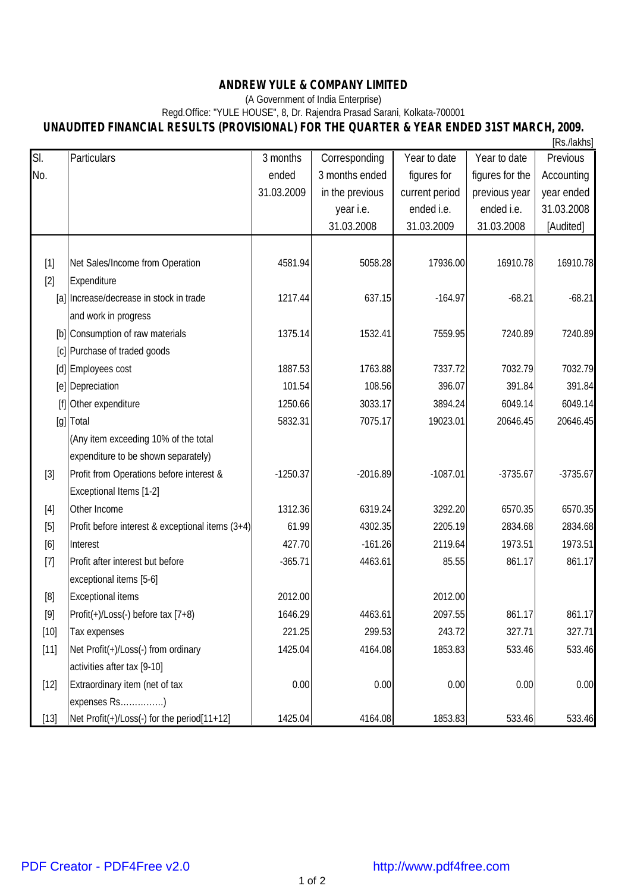# ANDREW YULE & COMPANY LIMITED

(A Government of India Enterprise)

Regd.Office: "YULE HOUSE", 8, Dr. Rajendra Prasad Sarani, Kolkata-700001

## UNAUDITED FINANCIAL RESULTS (PROVISIONAL) FOR THE QUARTER & YEAR ENDED 31ST MARCH, 2009.

[Rs./lakhs]

| Sl. No. | Particulars | 3 months ended 31.03.2009 | Corresponding 3 months ended in the previous year i.e. 31.03.2008 | Year to date figures for current period ended i.e. 31.03.2009 | Year to date figures for the previous year ended i.e. 31.03.2008 | Previous Accounting year ended 31.03.2008 [Audited] |
|---|---|---|---|---|---|---|
| [1] | Net Sales/Income from Operation | 4581.94 | 5058.28 | 17936.00 | 16910.78 | 16910.78 |
| [2] | Expenditure | | | | | |
| [a] | Increase/decrease in stock in trade and work in progress | 1217.44 | 637.15 | -164.97 | -68.21 | -68.21 |
| [b] | Consumption of raw materials | 1375.14 | 1532.41 | 7559.95 | 7240.89 | 7240.89 |
| [c] | Purchase of traded goods | | | | | |
| [d] | Employees cost | 1887.53 | 1763.88 | 7337.72 | 7032.79 | 7032.79 |
| [e] | Depreciation | 101.54 | 108.56 | 396.07 | 391.84 | 391.84 |
| [f] | Other expenditure | 1250.66 | 3033.17 | 3894.24 | 6049.14 | 6049.14 |
| [g] | Total | 5832.31 | 7075.17 | 19023.01 | 20646.45 | 20646.45 |
| | (Any item exceeding 10% of the total expenditure to be shown separately) | | | | | |
| [3] | Profit from Operations before interest & Exceptional Items [1-2] | -1250.37 | -2016.89 | -1087.01 | -3735.67 | -3735.67 |
| [4] | Other Income | 1312.36 | 6319.24 | 3292.20 | 6570.35 | 6570.35 |
| [5] | Profit before interest & exceptional items (3+4) | 61.99 | 4302.35 | 2205.19 | 2834.68 | 2834.68 |
| [6] | Interest | 427.70 | -161.26 | 2119.64 | 1973.51 | 1973.51 |
| [7] | Profit after interest but before exceptional items [5-6] | -365.71 | 4463.61 | 85.55 | 861.17 | 861.17 |
| [8] | Exceptional items | 2012.00 | | 2012.00 | | |
| [9] | Profit(+)/Loss(-) before tax [7+8] | 1646.29 | 4463.61 | 2097.55 | 861.17 | 861.17 |
| [10] | Tax expenses | 221.25 | 299.53 | 243.72 | 327.71 | 327.71 |
| [11] | Net Profit(+)/Loss(-) from ordinary activities after tax [9-10] | 1425.04 | 4164.08 | 1853.83 | 533.46 | 533.46 |
| [12] | Extraordinary item (net of tax expenses Rs……………) | 0.00 | 0.00 | 0.00 | 0.00 | 0.00 |
| [13] | Net Profit(+)/Loss(-) for the period[11+12] | 1425.04 | 4164.08 | 1853.83 | 533.46 | 533.46 |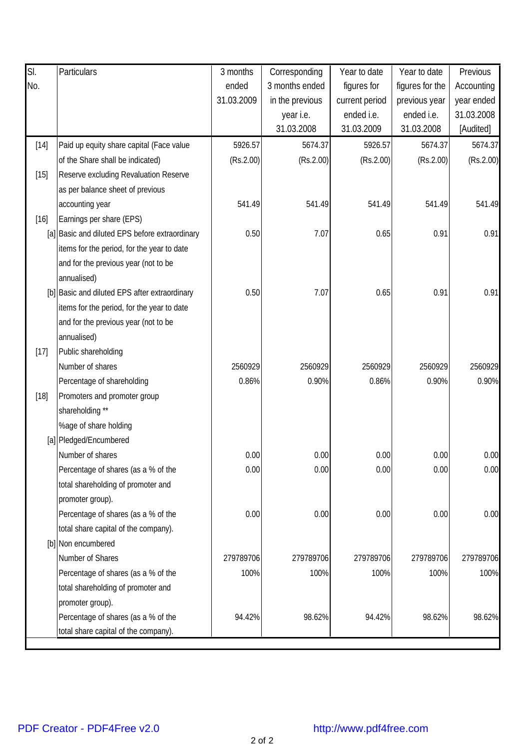| Sl. No. | Particulars | 3 months ended 31.03.2009 | Corresponding 3 months ended in the previous year i.e. 31.03.2008 | Year to date figures for current period ended i.e. 31.03.2009 | Year to date figures for the previous year ended i.e. 31.03.2008 | Previous Accounting year ended 31.03.2008 [Audited] |
|---|---|---|---|---|---|---|
| [14] | Paid up equity share capital (Face value of the Share shall be indicated) | 5926.57 (Rs.2.00) | 5674.37 (Rs.2.00) | 5926.57 (Rs.2.00) | 5674.37 (Rs.2.00) | 5674.37 (Rs.2.00) |
| [15] | Reserve excluding Revaluation Reserve as per balance sheet of previous accounting year | 541.49 | 541.49 | 541.49 | 541.49 | 541.49 |
| [16] | Earnings per share (EPS) | | | | | |
| [a] | Basic and diluted EPS before extraordinary items for the period, for the year to date and for the previous year (not to be annualised) | 0.50 | 7.07 | 0.65 | 0.91 | 0.91 |
| [b] | Basic and diluted EPS after extraordinary items for the period, for the year to date and for the previous year (not to be annualised) | 0.50 | 7.07 | 0.65 | 0.91 | 0.91 |
| [17] | Public shareholding | | | | | |
| | Number of shares | 2560929 | 2560929 | 2560929 | 2560929 | 2560929 |
| | Percentage of shareholding | 0.86% | 0.90% | 0.86% | 0.90% | 0.90% |
| [18] | Promoters and promoter group shareholding ** | | | | | |
| | %age of share holding | | | | | |
| [a] | Pledged/Encumbered | | | | | |
| | Number of shares | 0.00 | 0.00 | 0.00 | 0.00 | 0.00 |
| | Percentage of shares (as a % of the total shareholding of promoter and promoter group). | 0.00 | 0.00 | 0.00 | 0.00 | 0.00 |
| | Percentage of shares (as a % of the total share capital of the company). | 0.00 | 0.00 | 0.00 | 0.00 | 0.00 |
| [b] | Non encumbered | | | | | |
| | Number of Shares | 279789706 | 279789706 | 279789706 | 279789706 | 279789706 |
| | Percentage of shares (as a % of the total shareholding of promoter and promoter group). | 100% | 100% | 100% | 100% | 100% |
| | Percentage of shares (as a % of the total share capital of the company). | 94.42% | 98.62% | 94.42% | 98.62% | 98.62% |